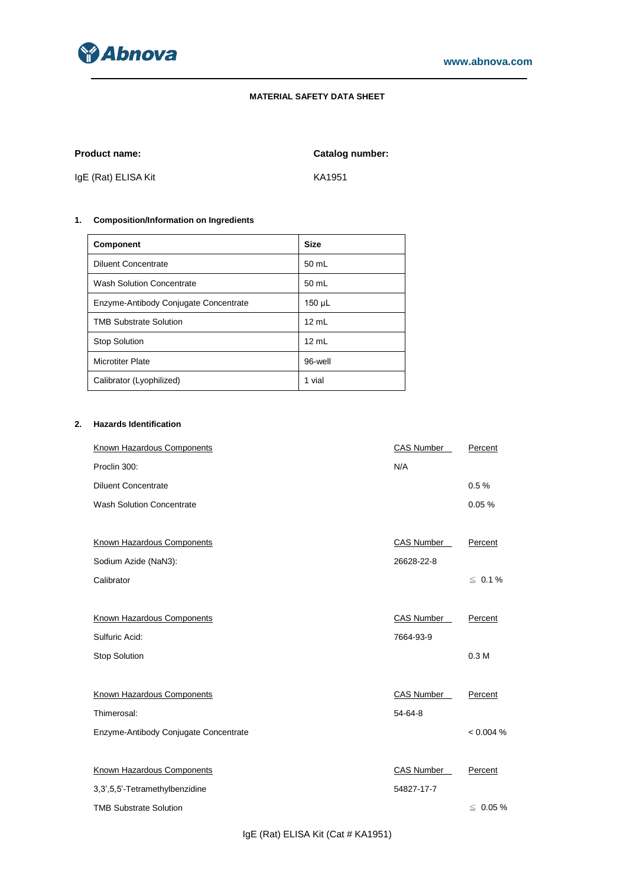**MATERIAL SAFETY DATA SHEET**

**Product name:**

IgE (Rat) ELISA Kit

**Catalog number:**

KA1951

## 1. Composition/Information on Ingredients

| Component | Size |
|---|---|
| Diluent Concentrate | 50 mL |
| Wash Solution Concentrate | 50 mL |
| Enzyme-Antibody Conjugate Concentrate | 150 µL |
| TMB Substrate Solution | 12 mL |
| Stop Solution | 12 mL |
| Microtiter Plate | 96-well |
| Calibrator (Lyophilized) | 1 vial |

## 2. Hazards Identification

| Known Hazardous Components | CAS Number | Percent |
|---|---|---|
| Proclin 300: | N/A | |
| Diluent Concentrate | | 0.5 % |
| Wash Solution Concentrate | | 0.05 % |

| Known Hazardous Components | CAS Number | Percent |
|---|---|---|
| Sodium Azide ($NaN_3$): | 26628-22-8 | |
| Calibrator | | ≦ 0.1 % |

| Known Hazardous Components | CAS Number | Percent |
|---|---|---|
| Sulfuric Acid: | 7664-93-9 | |
| Stop Solution | | 0.3 M |

| Known Hazardous Components | CAS Number | Percent |
|---|---|---|
| Thimerosal: | 54-64-8 | |
| Enzyme-Antibody Conjugate Concentrate | | < 0.004 % |

| Known Hazardous Components | CAS Number | Percent |
|---|---|---|
| 3,3',5,5'-Tetramethylbenzidine | 54827-17-7 | |
| TMB Substrate Solution | | ≦ 0.05 % |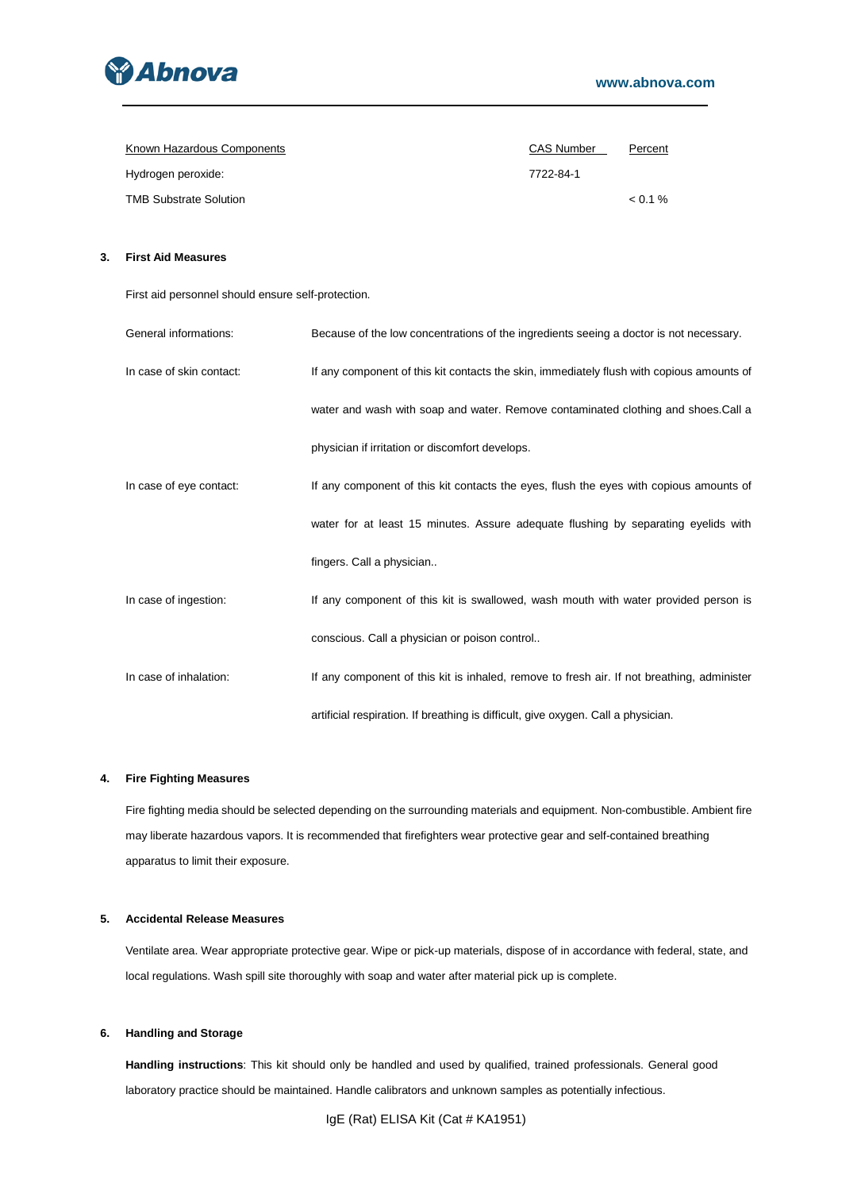| Known Hazardous Components | CAS Number | Percent |
| --- | --- | --- |
| Hydrogen peroxide: | 7722-84-1 | |
| TMB Substrate Solution | | < 0.1 % |

## 3. First Aid Measures

First aid personnel should ensure self-protection.

| | |
| --- | --- |
| General informations: | Because of the low concentrations of the ingredients seeing a doctor is not necessary. |
| In case of skin contact: | If any component of this kit contacts the skin, immediately flush with copious amounts of water and wash with soap and water. Remove contaminated clothing and shoes.Call a physician if irritation or discomfort develops. |
| In case of eye contact: | If any component of this kit contacts the eyes, flush the eyes with copious amounts of water for at least 15 minutes. Assure adequate flushing by separating eyelids with fingers. Call a physician.. |
| In case of ingestion: | If any component of this kit is swallowed, wash mouth with water provided person is conscious. Call a physician or poison control.. |
| In case of inhalation: | If any component of this kit is inhaled, remove to fresh air. If not breathing, administer artificial respiration. If breathing is difficult, give oxygen. Call a physician. |

## 4. Fire Fighting Measures

Fire fighting media should be selected depending on the surrounding materials and equipment. Non-combustible. Ambient fire may liberate hazardous vapors. It is recommended that firefighters wear protective gear and self-contained breathing apparatus to limit their exposure.

## 5. Accidental Release Measures

Ventilate area. Wear appropriate protective gear. Wipe or pick-up materials, dispose of in accordance with federal, state, and local regulations. Wash spill site thoroughly with soap and water after material pick up is complete.

## 6. Handling and Storage

**Handling instructions**: This kit should only be handled and used by qualified, trained professionals. General good laboratory practice should be maintained. Handle calibrators and unknown samples as potentially infectious.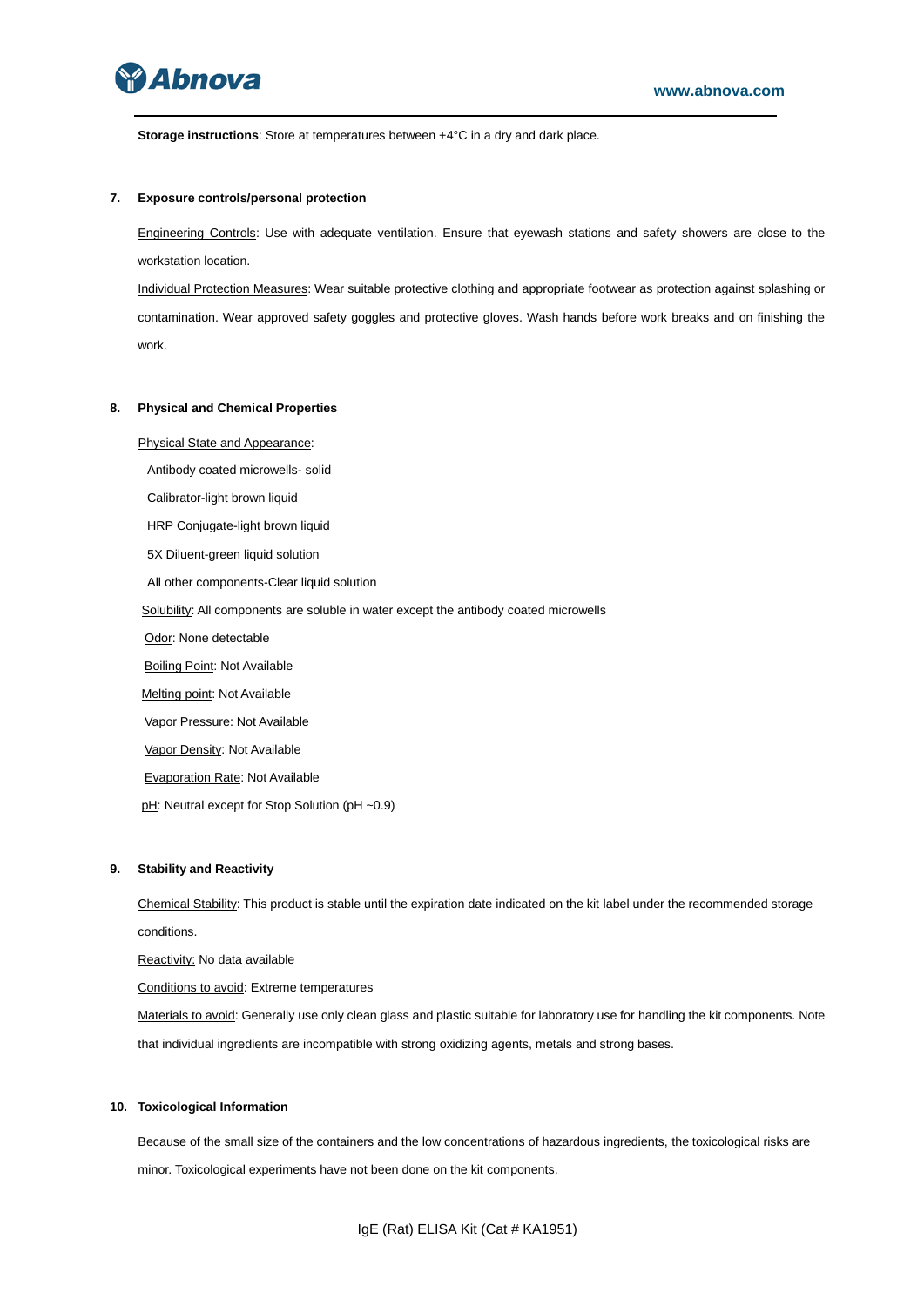**Storage instructions**: Store at temperatures between +4°C in a dry and dark place.

## 7. Exposure controls/personal protection

Engineering Controls: Use with adequate ventilation. Ensure that eyewash stations and safety showers are close to the workstation location.

Individual Protection Measures: Wear suitable protective clothing and appropriate footwear as protection against splashing or contamination. Wear approved safety goggles and protective gloves. Wash hands before work breaks and on finishing the work.

## 8. Physical and Chemical Properties

Physical State and Appearance:

Antibody coated microwells- solid

Calibrator-light brown liquid

HRP Conjugate-light brown liquid

5X Diluent-green liquid solution

All other components-Clear liquid solution

Solubility: All components are soluble in water except the antibody coated microwells

Odor: None detectable

Boiling Point: Not Available

Melting point: Not Available

Vapor Pressure: Not Available

Vapor Density: Not Available

Evaporation Rate: Not Available

pH: Neutral except for Stop Solution (pH ~0.9)

## 9. Stability and Reactivity

Chemical Stability: This product is stable until the expiration date indicated on the kit label under the recommended storage conditions.

Reactivity: No data available

Conditions to avoid: Extreme temperatures

Materials to avoid: Generally use only clean glass and plastic suitable for laboratory use for handling the kit components. Note that individual ingredients are incompatible with strong oxidizing agents, metals and strong bases.

## 10. Toxicological Information

Because of the small size of the containers and the low concentrations of hazardous ingredients, the toxicological risks are minor. Toxicological experiments have not been done on the kit components.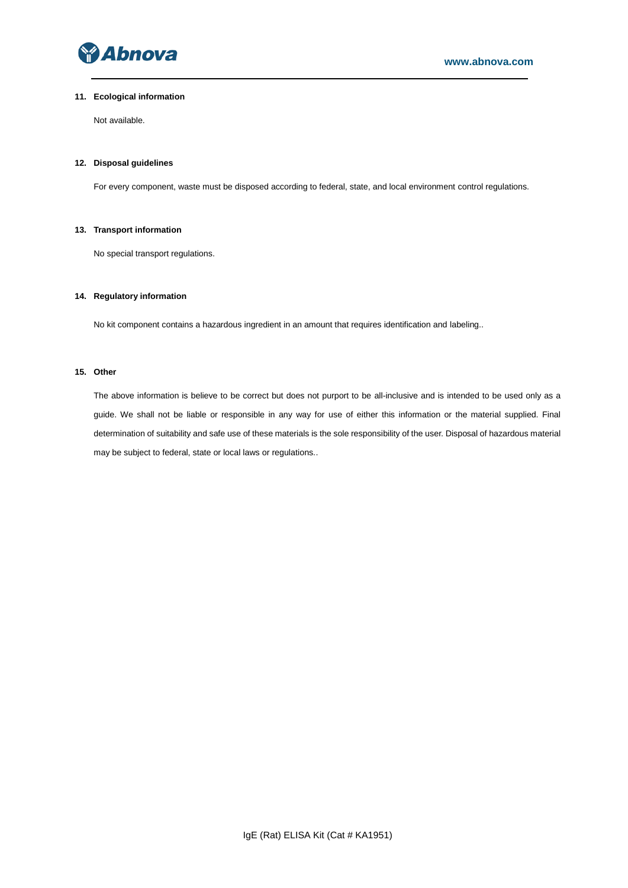### 11. Ecological information

Not available.

### 12. Disposal guidelines

For every component, waste must be disposed according to federal, state, and local environment control regulations.

### 13. Transport information

No special transport regulations.

### 14. Regulatory information

No kit component contains a hazardous ingredient in an amount that requires identification and labeling..

### 15. Other

The above information is believe to be correct but does not purport to be all-inclusive and is intended to be used only as a guide. We shall not be liable or responsible in any way for use of either this information or the material supplied. Final determination of suitability and safe use of these materials is the sole responsibility of the user. Disposal of hazardous material may be subject to federal, state or local laws or regulations..